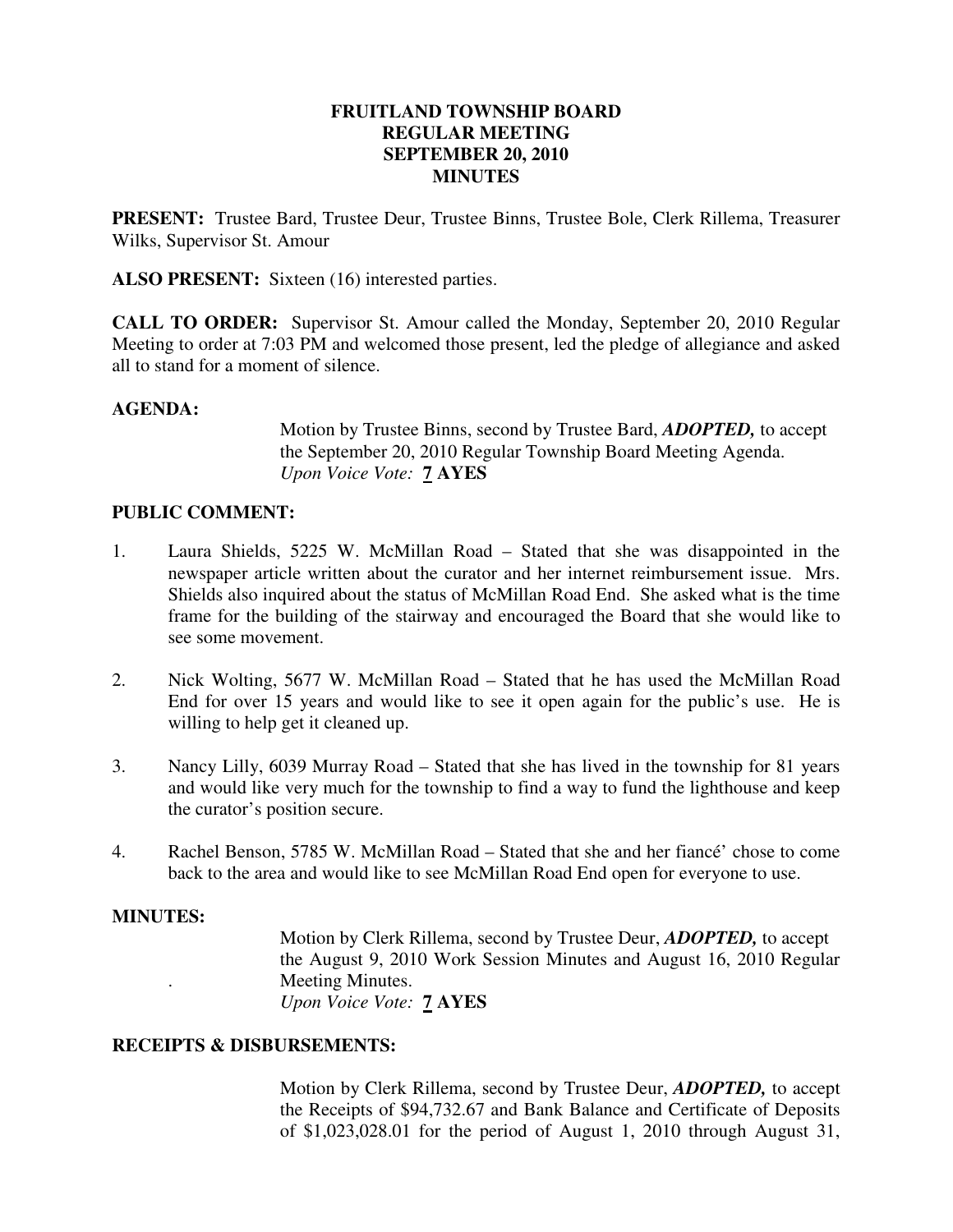# FRUITLAND TOWNSHIP BOARD
# REGULAR MEETING
# SEPTEMBER 20, 2010
# MINUTES

**PRESENT:** Trustee Bard, Trustee Deur, Trustee Binns, Trustee Bole, Clerk Rillema, Treasurer Wilks, Supervisor St. Amour

**ALSO PRESENT:** Sixteen (16) interested parties.

**CALL TO ORDER:** Supervisor St. Amour called the Monday, September 20, 2010 Regular Meeting to order at 7:03 PM and welcomed those present, led the pledge of allegiance and asked all to stand for a moment of silence.

**AGENDA:**

Motion by Trustee Binns, second by Trustee Bard, ***ADOPTED,*** to accept the September 20, 2010 Regular Township Board Meeting Agenda.
*Upon Voice Vote:* **7 AYES**

**PUBLIC COMMENT:**

1. Laura Shields, 5225 W. McMillan Road – Stated that she was disappointed in the newspaper article written about the curator and her internet reimbursement issue. Mrs. Shields also inquired about the status of McMillan Road End. She asked what is the time frame for the building of the stairway and encouraged the Board that she would like to see some movement.

2. Nick Wolting, 5677 W. McMillan Road – Stated that he has used the McMillan Road End for over 15 years and would like to see it open again for the public's use. He is willing to help get it cleaned up.

3. Nancy Lilly, 6039 Murray Road – Stated that she has lived in the township for 81 years and would like very much for the township to find a way to fund the lighthouse and keep the curator's position secure.

4. Rachel Benson, 5785 W. McMillan Road – Stated that she and her fiancé' chose to come back to the area and would like to see McMillan Road End open for everyone to use.

**MINUTES:**

Motion by Clerk Rillema, second by Trustee Deur, ***ADOPTED,*** to accept the August 9, 2010 Work Session Minutes and August 16, 2010 Regular Meeting Minutes.
*Upon Voice Vote:* **7 AYES**

**RECEIPTS & DISBURSEMENTS:**

Motion by Clerk Rillema, second by Trustee Deur, ***ADOPTED,*** to accept the Receipts of $94,732.67 and Bank Balance and Certificate of Deposits of $1,023,028.01 for the period of August 1, 2010 through August 31,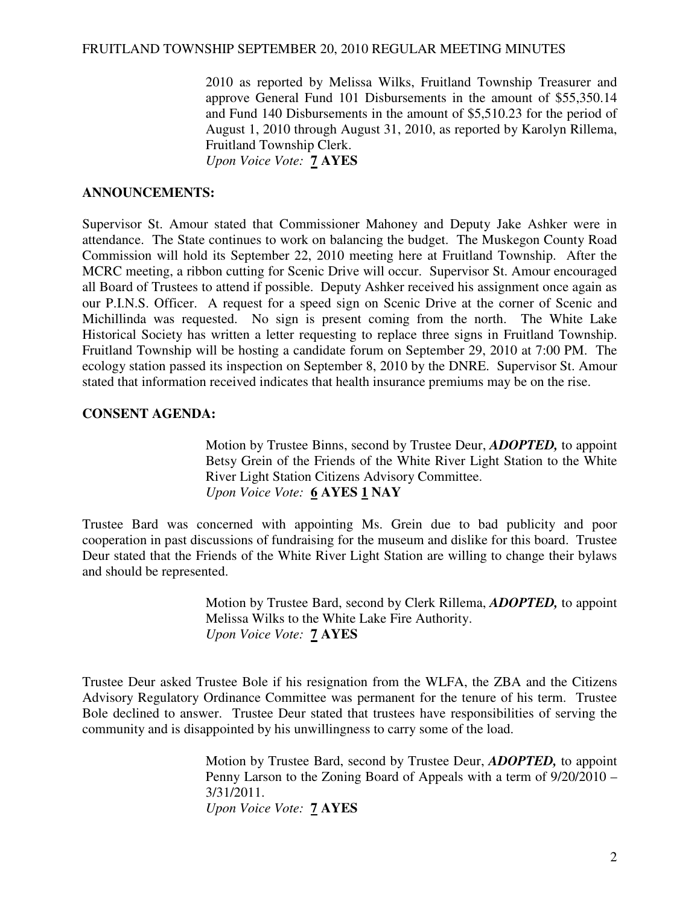2010 as reported by Melissa Wilks, Fruitland Township Treasurer and approve General Fund 101 Disbursements in the amount of $55,350.14 and Fund 140 Disbursements in the amount of $5,510.23 for the period of August 1, 2010 through August 31, 2010, as reported by Karolyn Rillema, Fruitland Township Clerk.
*Upon Voice Vote:* **7 AYES**

**ANNOUNCEMENTS:**

Supervisor St. Amour stated that Commissioner Mahoney and Deputy Jake Ashker were in attendance. The State continues to work on balancing the budget. The Muskegon County Road Commission will hold its September 22, 2010 meeting here at Fruitland Township. After the MCRC meeting, a ribbon cutting for Scenic Drive will occur. Supervisor St. Amour encouraged all Board of Trustees to attend if possible. Deputy Ashker received his assignment once again as our P.I.N.S. Officer. A request for a speed sign on Scenic Drive at the corner of Scenic and Michillinda was requested. No sign is present coming from the north. The White Lake Historical Society has written a letter requesting to replace three signs in Fruitland Township. Fruitland Township will be hosting a candidate forum on September 29, 2010 at 7:00 PM. The ecology station passed its inspection on September 8, 2010 by the DNRE. Supervisor St. Amour stated that information received indicates that health insurance premiums may be on the rise.

**CONSENT AGENDA:**

Motion by Trustee Binns, second by Trustee Deur, ***ADOPTED,*** to appoint Betsy Grein of the Friends of the White River Light Station to the White River Light Station Citizens Advisory Committee.
*Upon Voice Vote:* **6 AYES 1 NAY**

Trustee Bard was concerned with appointing Ms. Grein due to bad publicity and poor cooperation in past discussions of fundraising for the museum and dislike for this board. Trustee Deur stated that the Friends of the White River Light Station are willing to change their bylaws and should be represented.

Motion by Trustee Bard, second by Clerk Rillema, ***ADOPTED,*** to appoint Melissa Wilks to the White Lake Fire Authority.
*Upon Voice Vote:* **7 AYES**

Trustee Deur asked Trustee Bole if his resignation from the WLFA, the ZBA and the Citizens Advisory Regulatory Ordinance Committee was permanent for the tenure of his term. Trustee Bole declined to answer. Trustee Deur stated that trustees have responsibilities of serving the community and is disappointed by his unwillingness to carry some of the load.

Motion by Trustee Bard, second by Trustee Deur, ***ADOPTED,*** to appoint Penny Larson to the Zoning Board of Appeals with a term of 9/20/2010 – 3/31/2011.
*Upon Voice Vote:* **7 AYES**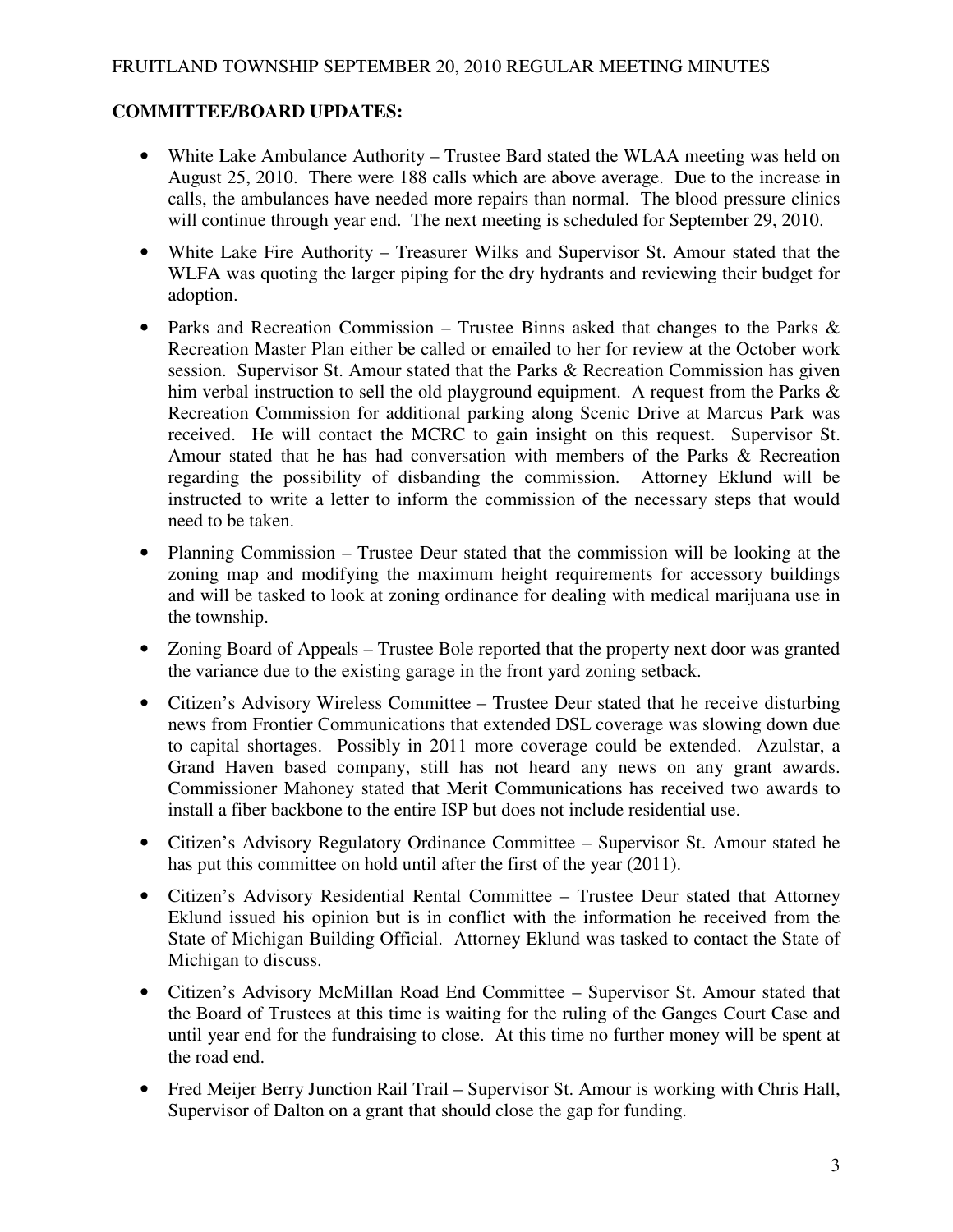**COMMITTEE/BOARD UPDATES:**

- White Lake Ambulance Authority – Trustee Bard stated the WLAA meeting was held on August 25, 2010. There were 188 calls which are above average. Due to the increase in calls, the ambulances have needed more repairs than normal. The blood pressure clinics will continue through year end. The next meeting is scheduled for September 29, 2010.
- White Lake Fire Authority – Treasurer Wilks and Supervisor St. Amour stated that the WLFA was quoting the larger piping for the dry hydrants and reviewing their budget for adoption.
- Parks and Recreation Commission – Trustee Binns asked that changes to the Parks & Recreation Master Plan either be called or emailed to her for review at the October work session. Supervisor St. Amour stated that the Parks & Recreation Commission has given him verbal instruction to sell the old playground equipment. A request from the Parks & Recreation Commission for additional parking along Scenic Drive at Marcus Park was received. He will contact the MCRC to gain insight on this request. Supervisor St. Amour stated that he has had conversation with members of the Parks & Recreation regarding the possibility of disbanding the commission. Attorney Eklund will be instructed to write a letter to inform the commission of the necessary steps that would need to be taken.
- Planning Commission – Trustee Deur stated that the commission will be looking at the zoning map and modifying the maximum height requirements for accessory buildings and will be tasked to look at zoning ordinance for dealing with medical marijuana use in the township.
- Zoning Board of Appeals – Trustee Bole reported that the property next door was granted the variance due to the existing garage in the front yard zoning setback.
- Citizen's Advisory Wireless Committee – Trustee Deur stated that he receive disturbing news from Frontier Communications that extended DSL coverage was slowing down due to capital shortages. Possibly in 2011 more coverage could be extended. Azulstar, a Grand Haven based company, still has not heard any news on any grant awards. Commissioner Mahoney stated that Merit Communications has received two awards to install a fiber backbone to the entire ISP but does not include residential use.
- Citizen's Advisory Regulatory Ordinance Committee – Supervisor St. Amour stated he has put this committee on hold until after the first of the year (2011).
- Citizen's Advisory Residential Rental Committee – Trustee Deur stated that Attorney Eklund issued his opinion but is in conflict with the information he received from the State of Michigan Building Official. Attorney Eklund was tasked to contact the State of Michigan to discuss.
- Citizen's Advisory McMillan Road End Committee – Supervisor St. Amour stated that the Board of Trustees at this time is waiting for the ruling of the Ganges Court Case and until year end for the fundraising to close. At this time no further money will be spent at the road end.
- Fred Meijer Berry Junction Rail Trail – Supervisor St. Amour is working with Chris Hall, Supervisor of Dalton on a grant that should close the gap for funding.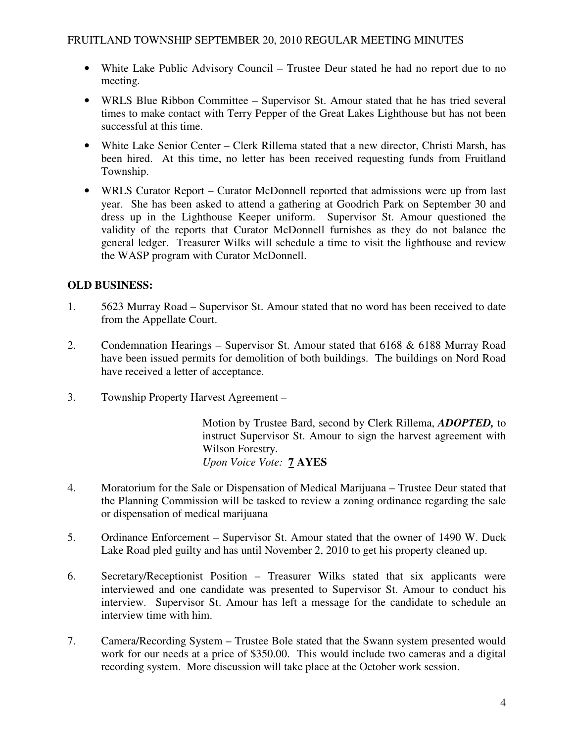- White Lake Public Advisory Council – Trustee Deur stated he had no report due to no meeting.
- WRLS Blue Ribbon Committee – Supervisor St. Amour stated that he has tried several times to make contact with Terry Pepper of the Great Lakes Lighthouse but has not been successful at this time.
- White Lake Senior Center – Clerk Rillema stated that a new director, Christi Marsh, has been hired. At this time, no letter has been received requesting funds from Fruitland Township.
- WRLS Curator Report – Curator McDonnell reported that admissions were up from last year. She has been asked to attend a gathering at Goodrich Park on September 30 and dress up in the Lighthouse Keeper uniform. Supervisor St. Amour questioned the validity of the reports that Curator McDonnell furnishes as they do not balance the general ledger. Treasurer Wilks will schedule a time to visit the lighthouse and review the WASP program with Curator McDonnell.

## OLD BUSINESS:

1. 5623 Murray Road – Supervisor St. Amour stated that no word has been received to date from the Appellate Court.

2. Condemnation Hearings – Supervisor St. Amour stated that 6168 & 6188 Murray Road have been issued permits for demolition of both buildings. The buildings on Nord Road have received a letter of acceptance.

3. Township Property Harvest Agreement –

   > Motion by Trustee Bard, second by Clerk Rillema, ***ADOPTED,*** to instruct Supervisor St. Amour to sign the harvest agreement with Wilson Forestry.
   > *Upon Voice Vote:* **7 AYES**

4. Moratorium for the Sale or Dispensation of Medical Marijuana – Trustee Deur stated that the Planning Commission will be tasked to review a zoning ordinance regarding the sale or dispensation of medical marijuana

5. Ordinance Enforcement – Supervisor St. Amour stated that the owner of 1490 W. Duck Lake Road pled guilty and has until November 2, 2010 to get his property cleaned up.

6. Secretary/Receptionist Position – Treasurer Wilks stated that six applicants were interviewed and one candidate was presented to Supervisor St. Amour to conduct his interview. Supervisor St. Amour has left a message for the candidate to schedule an interview time with him.

7. Camera/Recording System – Trustee Bole stated that the Swann system presented would work for our needs at a price of $350.00. This would include two cameras and a digital recording system. More discussion will take place at the October work session.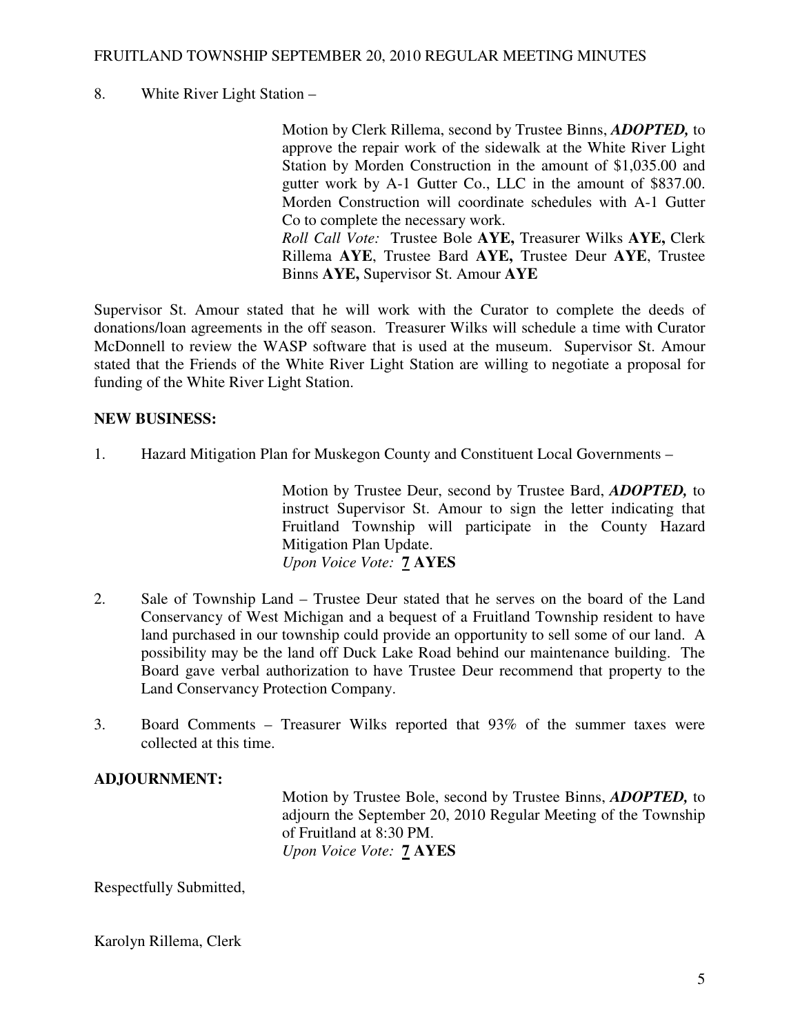8. White River Light Station –

> Motion by Clerk Rillema, second by Trustee Binns, ***ADOPTED,*** to approve the repair work of the sidewalk at the White River Light Station by Morden Construction in the amount of $1,035.00 and gutter work by A-1 Gutter Co., LLC in the amount of $837.00. Morden Construction will coordinate schedules with A-1 Gutter Co to complete the necessary work.
> *Roll Call Vote:* Trustee Bole **AYE,** Treasurer Wilks **AYE,** Clerk Rillema **AYE**, Trustee Bard **AYE,** Trustee Deur **AYE**, Trustee Binns **AYE,** Supervisor St. Amour **AYE**

Supervisor St. Amour stated that he will work with the Curator to complete the deeds of donations/loan agreements in the off season. Treasurer Wilks will schedule a time with Curator McDonnell to review the WASP software that is used at the museum. Supervisor St. Amour stated that the Friends of the White River Light Station are willing to negotiate a proposal for funding of the White River Light Station.

**NEW BUSINESS:**

1. Hazard Mitigation Plan for Muskegon County and Constituent Local Governments –

> Motion by Trustee Deur, second by Trustee Bard, ***ADOPTED,*** to instruct Supervisor St. Amour to sign the letter indicating that Fruitland Township will participate in the County Hazard Mitigation Plan Update.
> *Upon Voice Vote:* **7 AYES**

2. Sale of Township Land – Trustee Deur stated that he serves on the board of the Land Conservancy of West Michigan and a bequest of a Fruitland Township resident to have land purchased in our township could provide an opportunity to sell some of our land. A possibility may be the land off Duck Lake Road behind our maintenance building. The Board gave verbal authorization to have Trustee Deur recommend that property to the Land Conservancy Protection Company.

3. Board Comments – Treasurer Wilks reported that 93% of the summer taxes were collected at this time.

**ADJOURNMENT:**

> Motion by Trustee Bole, second by Trustee Binns, ***ADOPTED,*** to adjourn the September 20, 2010 Regular Meeting of the Township of Fruitland at 8:30 PM.
> *Upon Voice Vote:* **7 AYES**

Respectfully Submitted,

Karolyn Rillema, Clerk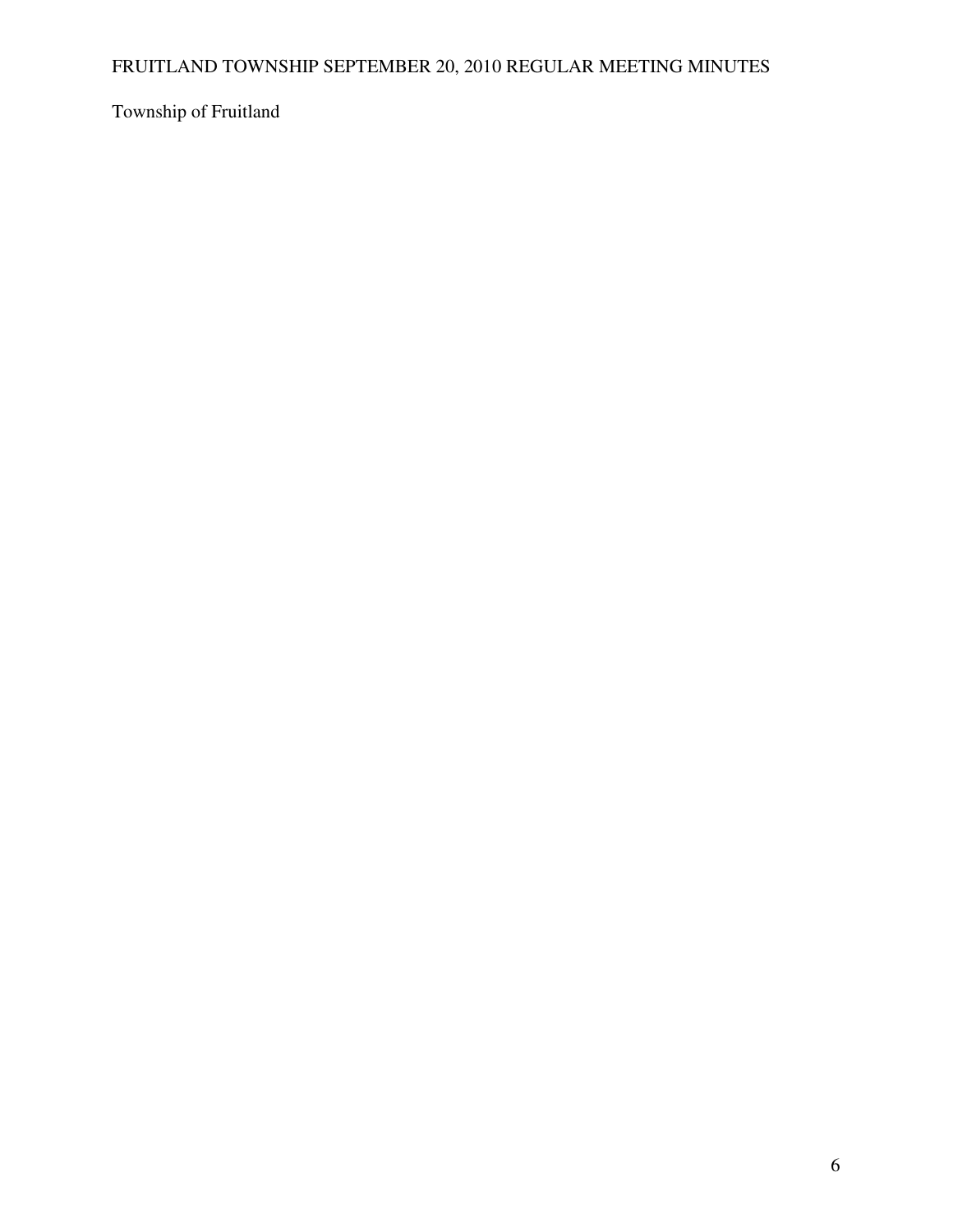Township of Fruitland